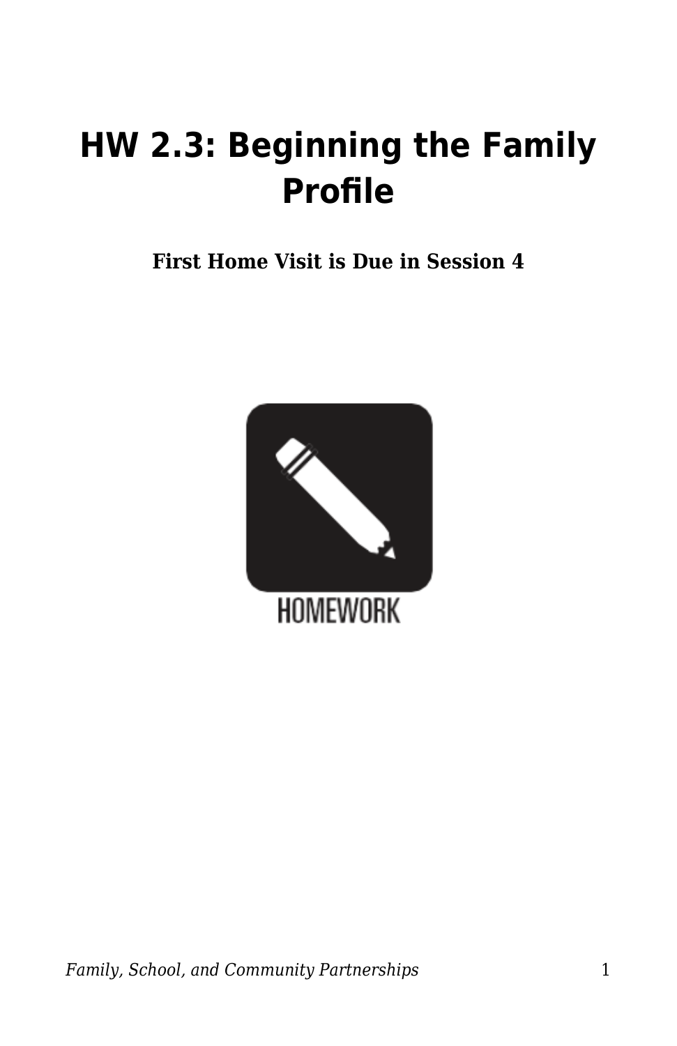# HW 2.3: Beginning the Family Profile

**First Home Visit is Due in Session 4**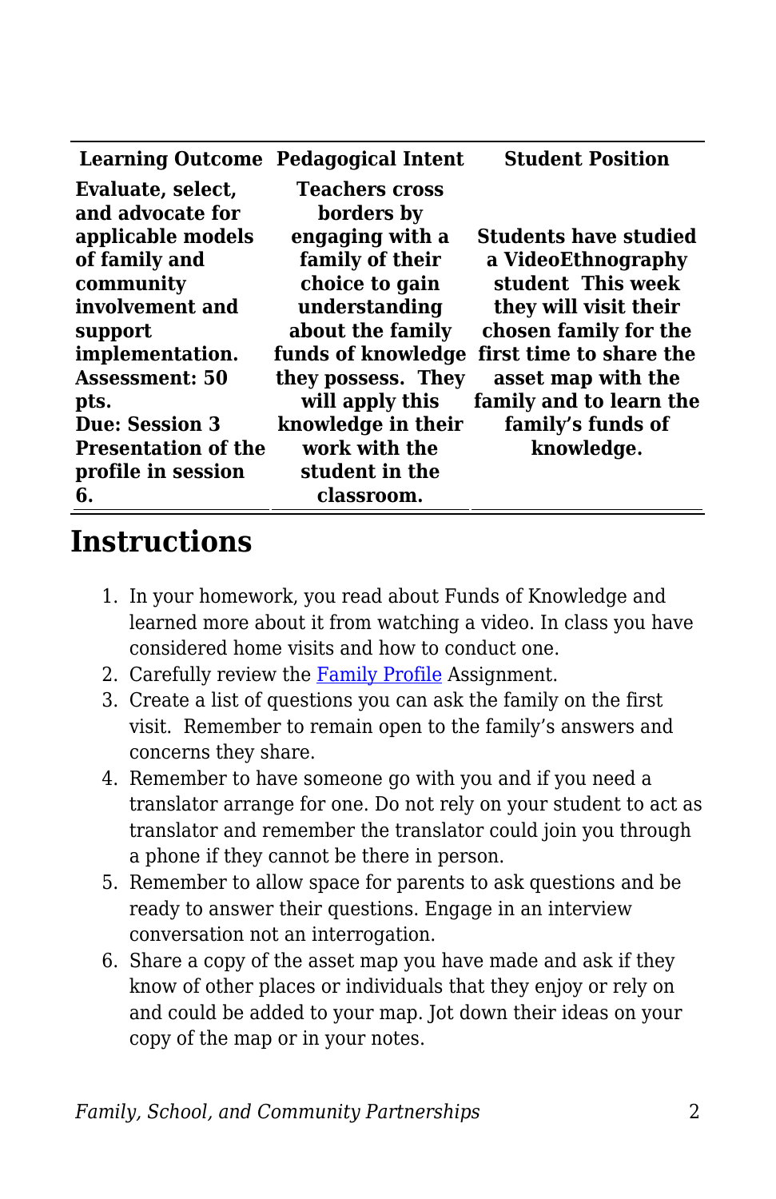| Learning Outcome | Pedagogical Intent | Student Position |
|---|---|---|
| **Evaluate, select, and advocate for applicable models of family and community involvement and support implementation. Assessment: 50 pts. Due: Session 3 Presentation of the profile in session 6.** | **Teachers cross borders by engaging with a family of their choice to gain understanding about the family funds of knowledge they possess. They will apply this knowledge in their work with the student in the classroom.** | **Students have studied a VideoEthnography student This week they will visit their chosen family for the first time to share the asset map with the family and to learn the family's funds of knowledge.** |

# Instructions

1. In your homework, you read about Funds of Knowledge and learned more about it from watching a video. In class you have considered home visits and how to conduct one.
2. Carefully review the Family Profile Assignment.
3. Create a list of questions you can ask the family on the first visit. Remember to remain open to the family's answers and concerns they share.
4. Remember to have someone go with you and if you need a translator arrange for one. Do not rely on your student to act as translator and remember the translator could join you through a phone if they cannot be there in person.
5. Remember to allow space for parents to ask questions and be ready to answer their questions. Engage in an interview conversation not an interrogation.
6. Share a copy of the asset map you have made and ask if they know of other places or individuals that they enjoy or rely on and could be added to your map. Jot down their ideas on your copy of the map or in your notes.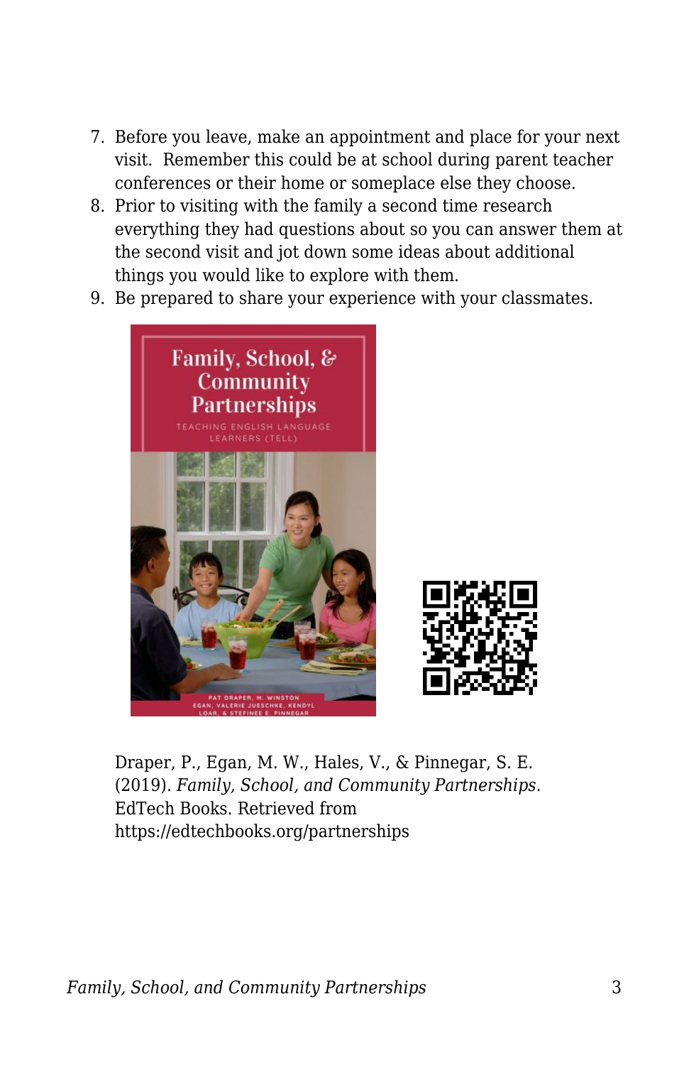7. Before you leave, make an appointment and place for your next visit. Remember this could be at school during parent teacher conferences or their home or someplace else they choose.
8. Prior to visiting with the family a second time research everything they had questions about so you can answer them at the second visit and jot down some ideas about additional things you would like to explore with them.
9. Be prepared to share your experience with your classmates.

Draper, P., Egan, M. W., Hales, V., & Pinnegar, S. E. (2019). *Family, School, and Community Partnerships*. EdTech Books. Retrieved from https://edtechbooks.org/partnerships